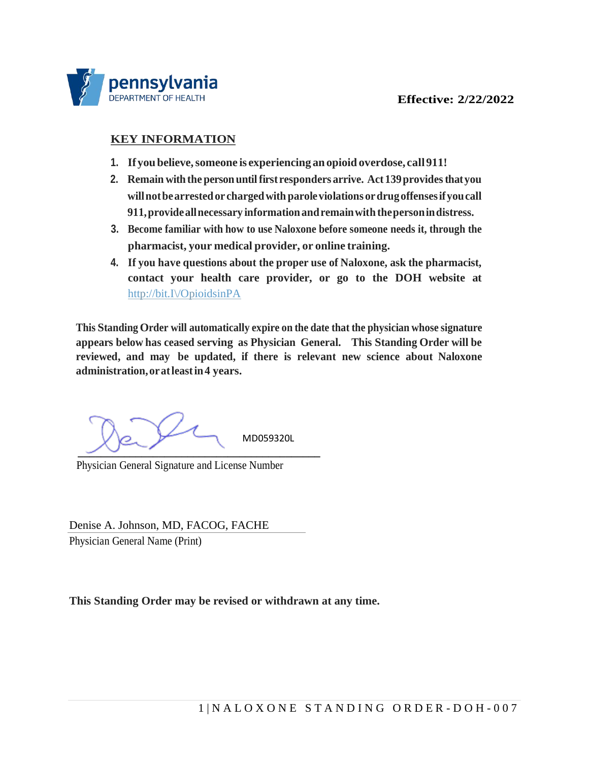pennsylvania
DEPARTMENT OF HEALTH

**Effective: 2/22/2022**

## KEY INFORMATION

1. **If you believe, someone is experiencing an opioid overdose, call 911!**
2. **Remain with the person until first responders arrive. Act 139 provides that you will not be arrested or charged with parole violations or drug offenses if you call 911, provide all necessary information and remain with the person in distress.**
3. **Become familiar with how to use Naloxone before someone needs it, through the pharmacist, your medical provider, or online training.**
4. **If you have questions about the proper use of Naloxone, ask the pharmacist, contact your health care provider, or go to the DOH website at** http://bit.I\/OpioidsinPA

**This Standing Order will automatically expire on the date that the physician whose signature appears below has ceased serving as Physician General. This Standing Order will be reviewed, and may be updated, if there is relevant new science about Naloxone administration, or at least in 4 years.**

MD059320L

Physician General Signature and License Number

Denise A. Johnson, MD, FACOG, FACHE

Physician General Name (Print)

**This Standing Order may be revised or withdrawn at any time.**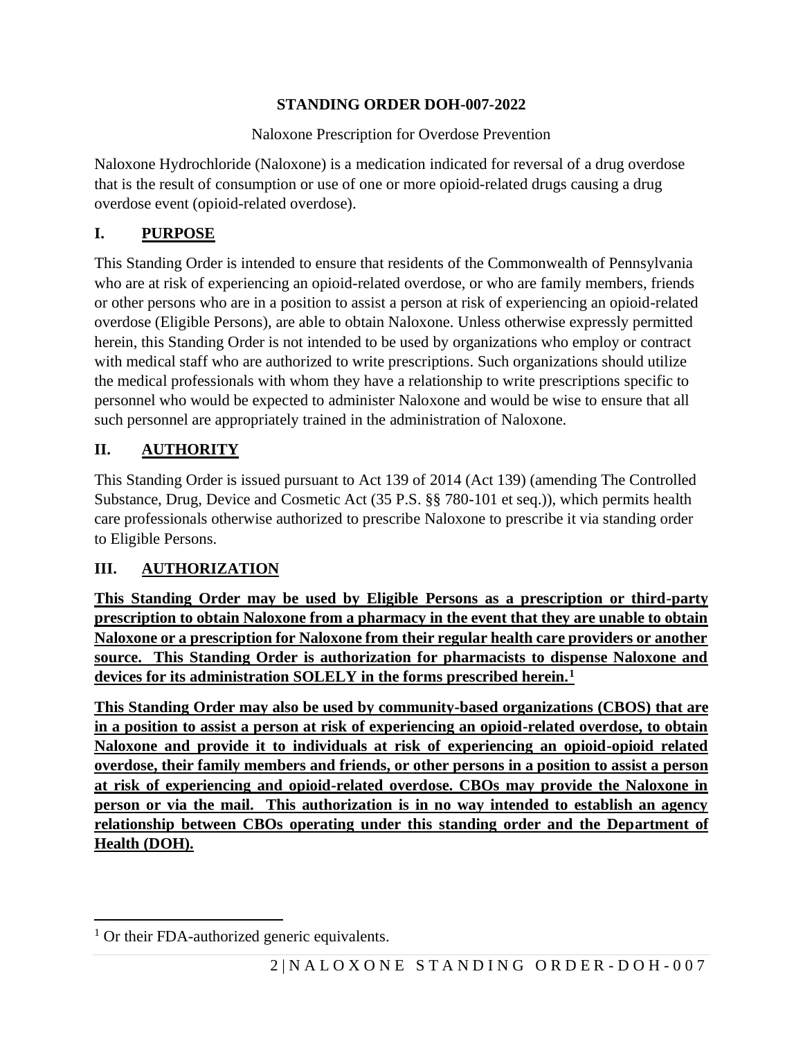**STANDING ORDER DOH-007-2022**

Naloxone Prescription for Overdose Prevention

Naloxone Hydrochloride (Naloxone) is a medication indicated for reversal of a drug overdose that is the result of consumption or use of one or more opioid-related drugs causing a drug overdose event (opioid-related overdose).

## I. PURPOSE

This Standing Order is intended to ensure that residents of the Commonwealth of Pennsylvania who are at risk of experiencing an opioid-related overdose, or who are family members, friends or other persons who are in a position to assist a person at risk of experiencing an opioid-related overdose (Eligible Persons), are able to obtain Naloxone. Unless otherwise expressly permitted herein, this Standing Order is not intended to be used by organizations who employ or contract with medical staff who are authorized to write prescriptions. Such organizations should utilize the medical professionals with whom they have a relationship to write prescriptions specific to personnel who would be expected to administer Naloxone and would be wise to ensure that all such personnel are appropriately trained in the administration of Naloxone.

## II. AUTHORITY

This Standing Order is issued pursuant to Act 139 of 2014 (Act 139) (amending The Controlled Substance, Drug, Device and Cosmetic Act (35 P.S. §§ 780-101 et seq.)), which permits health care professionals otherwise authorized to prescribe Naloxone to prescribe it via standing order to Eligible Persons.

## III. AUTHORIZATION

**This Standing Order may be used by Eligible Persons as a prescription or third-party prescription to obtain Naloxone from a pharmacy in the event that they are unable to obtain Naloxone or a prescription for Naloxone from their regular health care providers or another source. This Standing Order is authorization for pharmacists to dispense Naloxone and devices for its administration SOLELY in the forms prescribed herein.[1]**

**This Standing Order may also be used by community-based organizations (CBOS) that are in a position to assist a person at risk of experiencing an opioid-related overdose, to obtain Naloxone and provide it to individuals at risk of experiencing an opioid-opioid related overdose, their family members and friends, or other persons in a position to assist a person at risk of experiencing and opioid-related overdose. CBOs may provide the Naloxone in person or via the mail. This authorization is in no way intended to establish an agency relationship between CBOs operating under this standing order and the Department of Health (DOH).**

[1] Or their FDA-authorized generic equivalents.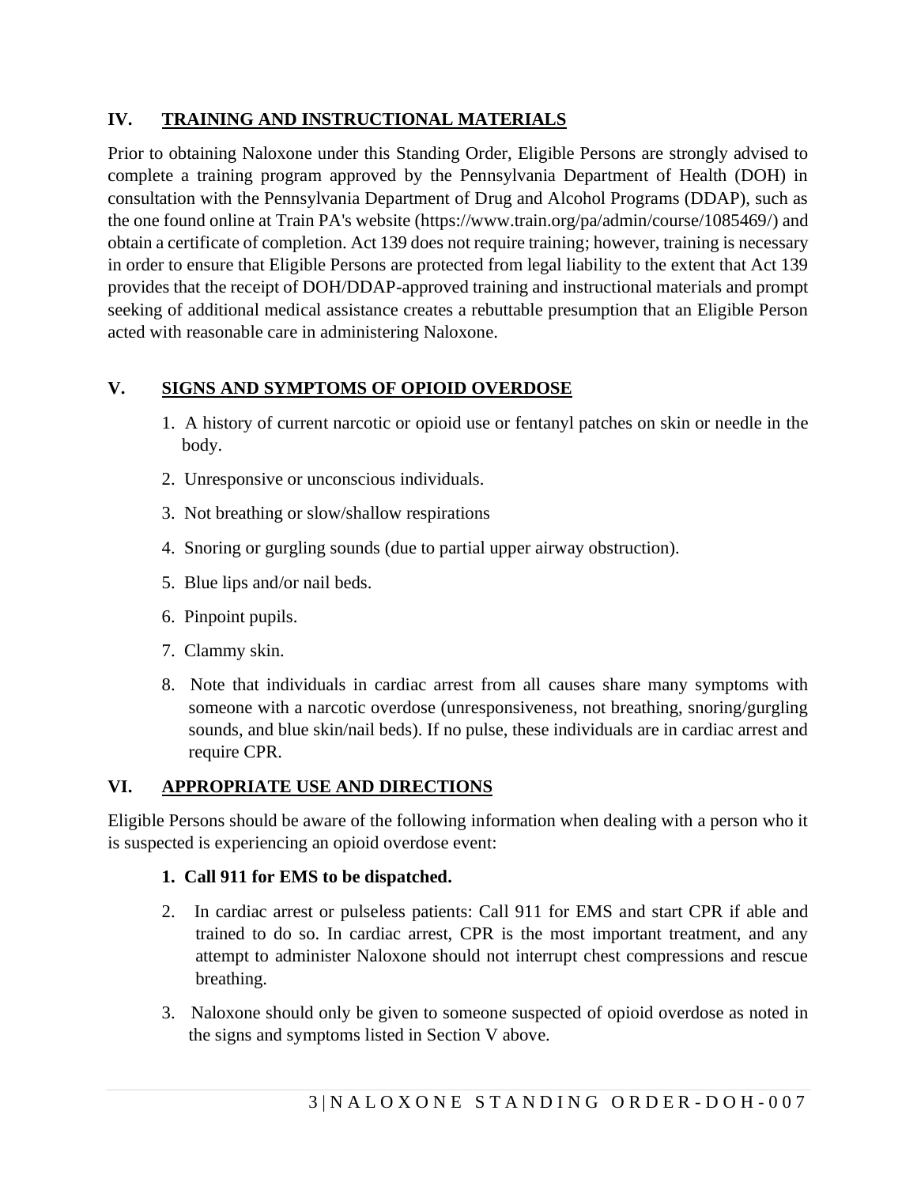## IV. TRAINING AND INSTRUCTIONAL MATERIALS

Prior to obtaining Naloxone under this Standing Order, Eligible Persons are strongly advised to complete a training program approved by the Pennsylvania Department of Health (DOH) in consultation with the Pennsylvania Department of Drug and Alcohol Programs (DDAP), such as the one found online at Train PA's website (https://www.train.org/pa/admin/course/1085469/) and obtain a certificate of completion. Act 139 does not require training; however, training is necessary in order to ensure that Eligible Persons are protected from legal liability to the extent that Act 139 provides that the receipt of DOH/DDAP-approved training and instructional materials and prompt seeking of additional medical assistance creates a rebuttable presumption that an Eligible Person acted with reasonable care in administering Naloxone.

## V. SIGNS AND SYMPTOMS OF OPIOID OVERDOSE

1. A history of current narcotic or opioid use or fentanyl patches on skin or needle in the body.
2. Unresponsive or unconscious individuals.
3. Not breathing or slow/shallow respirations
4. Snoring or gurgling sounds (due to partial upper airway obstruction).
5. Blue lips and/or nail beds.
6. Pinpoint pupils.
7. Clammy skin.
8. Note that individuals in cardiac arrest from all causes share many symptoms with someone with a narcotic overdose (unresponsiveness, not breathing, snoring/gurgling sounds, and blue skin/nail beds). If no pulse, these individuals are in cardiac arrest and require CPR.

## VI. APPROPRIATE USE AND DIRECTIONS

Eligible Persons should be aware of the following information when dealing with a person who it is suspected is experiencing an opioid overdose event:

1. **Call 911 for EMS to be dispatched.**
2. In cardiac arrest or pulseless patients: Call 911 for EMS and start CPR if able and trained to do so. In cardiac arrest, CPR is the most important treatment, and any attempt to administer Naloxone should not interrupt chest compressions and rescue breathing.
3. Naloxone should only be given to someone suspected of opioid overdose as noted in the signs and symptoms listed in Section V above.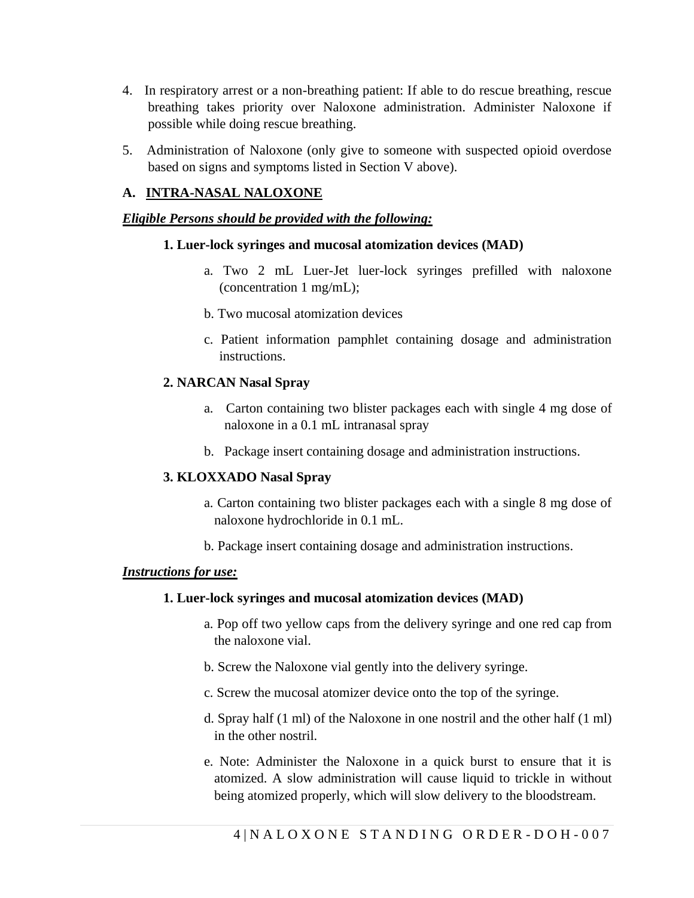4. In respiratory arrest or a non-breathing patient: If able to do rescue breathing, rescue breathing takes priority over Naloxone administration. Administer Naloxone if possible while doing rescue breathing.

5. Administration of Naloxone (only give to someone with suspected opioid overdose based on signs and symptoms listed in Section V above).

**A. <u>INTRA-NASAL NALOXONE</u>**

***<u>Eligible Persons should be provided with the following:</u>***

**1. Luer-lock syringes and mucosal atomization devices (MAD)**

a. Two 2 mL Luer-Jet luer-lock syringes prefilled with naloxone (concentration 1 mg/mL);

b. Two mucosal atomization devices

c. Patient information pamphlet containing dosage and administration instructions.

**2. NARCAN Nasal Spray**

a. Carton containing two blister packages each with single 4 mg dose of naloxone in a 0.1 mL intranasal spray

b. Package insert containing dosage and administration instructions.

**3. KLOXXADO Nasal Spray**

a. Carton containing two blister packages each with a single 8 mg dose of naloxone hydrochloride in 0.1 mL.

b. Package insert containing dosage and administration instructions.

***<u>Instructions for use:</u>***

**1. Luer-lock syringes and mucosal atomization devices (MAD)**

a. Pop off two yellow caps from the delivery syringe and one red cap from the naloxone vial.

b. Screw the Naloxone vial gently into the delivery syringe.

c. Screw the mucosal atomizer device onto the top of the syringe.

d. Spray half (1 ml) of the Naloxone in one nostril and the other half (1 ml) in the other nostril.

e. Note: Administer the Naloxone in a quick burst to ensure that it is atomized. A slow administration will cause liquid to trickle in without being atomized properly, which will slow delivery to the bloodstream.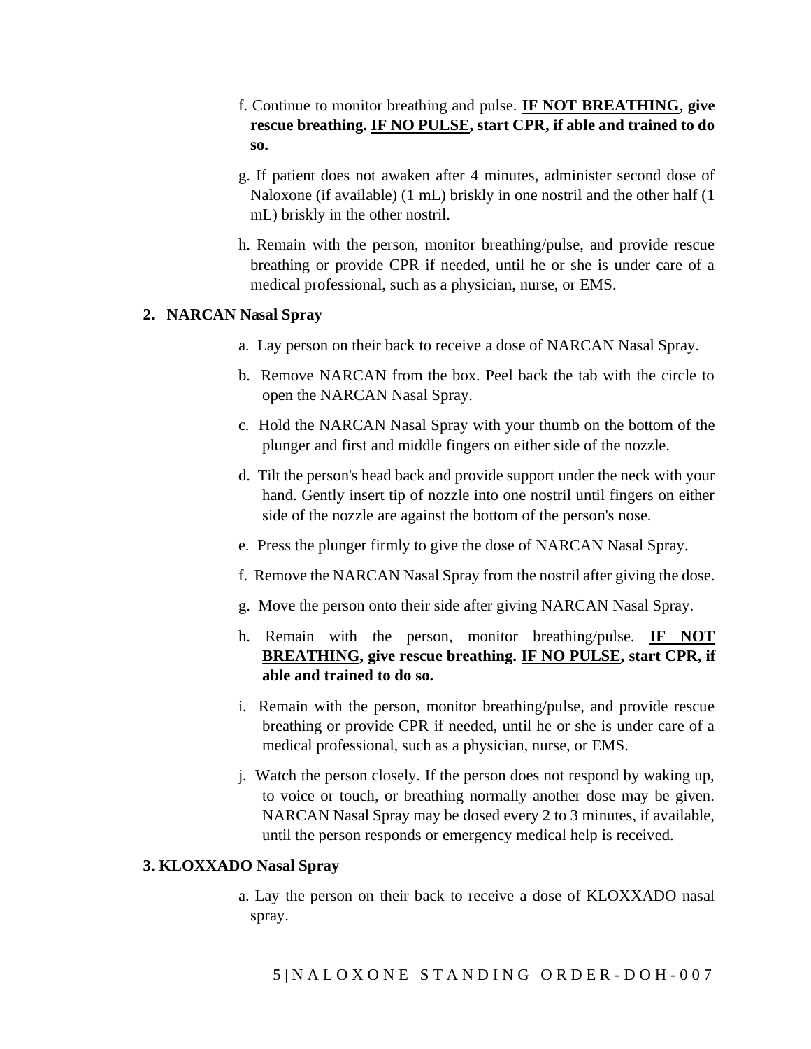f. Continue to monitor breathing and pulse. **<u>IF NOT BREATHING</u>**, **give rescue breathing. <u>IF NO PULSE</u>, start CPR, if able and trained to do so.**

g. If patient does not awaken after 4 minutes, administer second dose of Naloxone (if available) (1 mL) briskly in one nostril and the other half (1 mL) briskly in the other nostril.

h. Remain with the person, monitor breathing/pulse, and provide rescue breathing or provide CPR if needed, until he or she is under care of a medical professional, such as a physician, nurse, or EMS.

**2. NARCAN Nasal Spray**

a. Lay person on their back to receive a dose of NARCAN Nasal Spray.

b. Remove NARCAN from the box. Peel back the tab with the circle to open the NARCAN Nasal Spray.

c. Hold the NARCAN Nasal Spray with your thumb on the bottom of the plunger and first and middle fingers on either side of the nozzle.

d. Tilt the person's head back and provide support under the neck with your hand. Gently insert tip of nozzle into one nostril until fingers on either side of the nozzle are against the bottom of the person's nose.

e. Press the plunger firmly to give the dose of NARCAN Nasal Spray.

f. Remove the NARCAN Nasal Spray from the nostril after giving the dose.

g. Move the person onto their side after giving NARCAN Nasal Spray.

h. Remain with the person, monitor breathing/pulse. **<u>IF NOT BREATHING</u>, give rescue breathing. <u>IF NO PULSE</u>, start CPR, if able and trained to do so.**

i. Remain with the person, monitor breathing/pulse, and provide rescue breathing or provide CPR if needed, until he or she is under care of a medical professional, such as a physician, nurse, or EMS.

j. Watch the person closely. If the person does not respond by waking up, to voice or touch, or breathing normally another dose may be given. NARCAN Nasal Spray may be dosed every 2 to 3 minutes, if available, until the person responds or emergency medical help is received.

**3. KLOXXADO Nasal Spray**

a. Lay the person on their back to receive a dose of KLOXXADO nasal spray.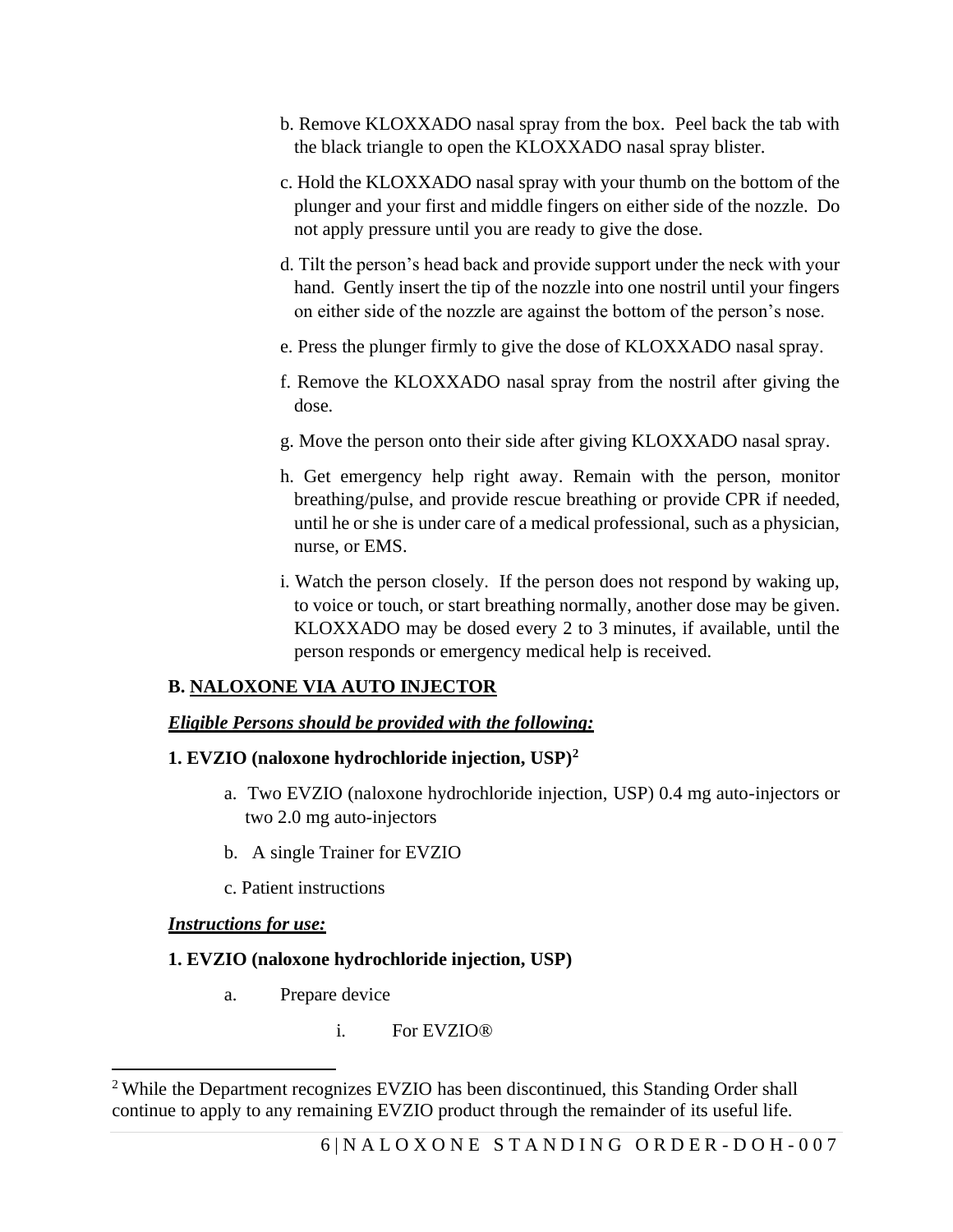b. Remove KLOXXADO nasal spray from the box. Peel back the tab with the black triangle to open the KLOXXADO nasal spray blister.

c. Hold the KLOXXADO nasal spray with your thumb on the bottom of the plunger and your first and middle fingers on either side of the nozzle. Do not apply pressure until you are ready to give the dose.

d. Tilt the person's head back and provide support under the neck with your hand. Gently insert the tip of the nozzle into one nostril until your fingers on either side of the nozzle are against the bottom of the person's nose.

e. Press the plunger firmly to give the dose of KLOXXADO nasal spray.

f. Remove the KLOXXADO nasal spray from the nostril after giving the dose.

g. Move the person onto their side after giving KLOXXADO nasal spray.

h. Get emergency help right away. Remain with the person, monitor breathing/pulse, and provide rescue breathing or provide CPR if needed, until he or she is under care of a medical professional, such as a physician, nurse, or EMS.

i. Watch the person closely. If the person does not respond by waking up, to voice or touch, or start breathing normally, another dose may be given. KLOXXADO may be dosed every 2 to 3 minutes, if available, until the person responds or emergency medical help is received.

## B. NALOXONE VIA AUTO INJECTOR

***Eligible Persons should be provided with the following:***

**1. EVZIO (naloxone hydrochloride injection, USP)[2]**

a. Two EVZIO (naloxone hydrochloride injection, USP) 0.4 mg auto-injectors or two 2.0 mg auto-injectors

b. A single Trainer for EVZIO

c. Patient instructions

***Instructions for use:***

**1. EVZIO (naloxone hydrochloride injection, USP)**

a. Prepare device

i. For EVZIO®

---

[2] While the Department recognizes EVZIO has been discontinued, this Standing Order shall continue to apply to any remaining EVZIO product through the remainder of its useful life.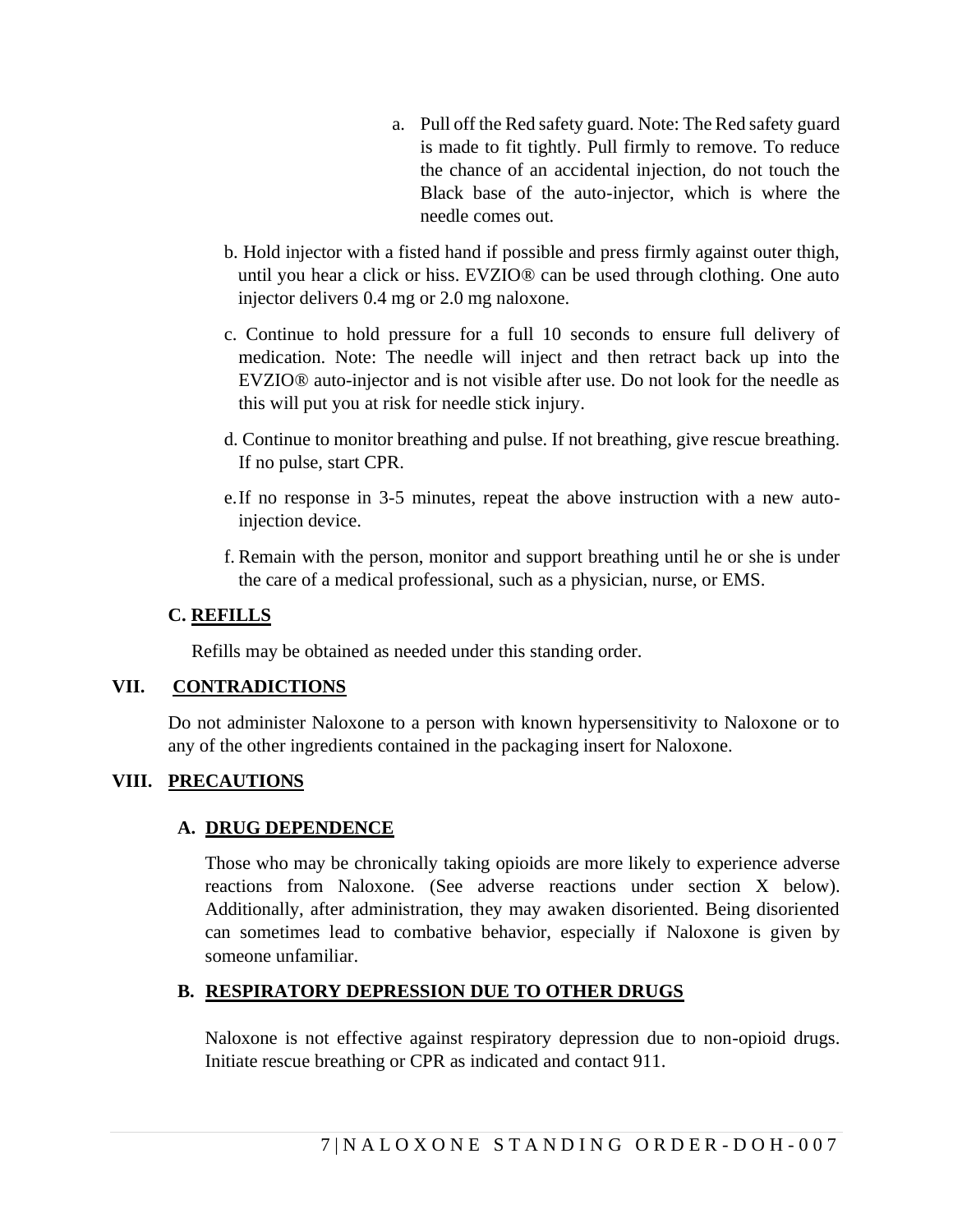a. Pull off the Red safety guard. Note: The Red safety guard is made to fit tightly. Pull firmly to remove. To reduce the chance of an accidental injection, do not touch the Black base of the auto-injector, which is where the needle comes out.

b. Hold injector with a fisted hand if possible and press firmly against outer thigh, until you hear a click or hiss. EVZIO® can be used through clothing. One auto injector delivers 0.4 mg or 2.0 mg naloxone.

c. Continue to hold pressure for a full 10 seconds to ensure full delivery of medication. Note: The needle will inject and then retract back up into the EVZIO® auto-injector and is not visible after use. Do not look for the needle as this will put you at risk for needle stick injury.

d. Continue to monitor breathing and pulse. If not breathing, give rescue breathing. If no pulse, start CPR.

e. If no response in 3-5 minutes, repeat the above instruction with a new auto-injection device.

f. Remain with the person, monitor and support breathing until he or she is under the care of a medical professional, such as a physician, nurse, or EMS.

### C. REFILLS

Refills may be obtained as needed under this standing order.

## VII. CONTRADICTIONS

Do not administer Naloxone to a person with known hypersensitivity to Naloxone or to any of the other ingredients contained in the packaging insert for Naloxone.

## VIII. PRECAUTIONS

### A. DRUG DEPENDENCE

Those who may be chronically taking opioids are more likely to experience adverse reactions from Naloxone. (See adverse reactions under section X below). Additionally, after administration, they may awaken disoriented. Being disoriented can sometimes lead to combative behavior, especially if Naloxone is given by someone unfamiliar.

### B. RESPIRATORY DEPRESSION DUE TO OTHER DRUGS

Naloxone is not effective against respiratory depression due to non-opioid drugs. Initiate rescue breathing or CPR as indicated and contact 911.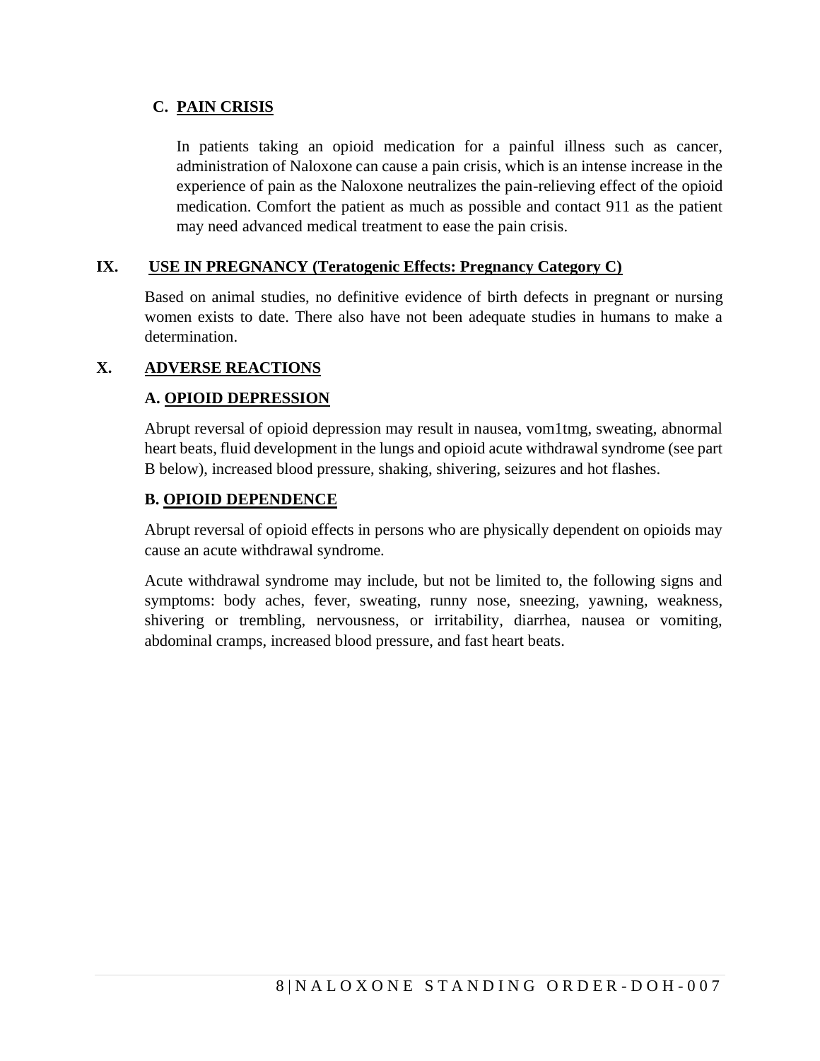### C. PAIN CRISIS

In patients taking an opioid medication for a painful illness such as cancer, administration of Naloxone can cause a pain crisis, which is an intense increase in the experience of pain as the Naloxone neutralizes the pain-relieving effect of the opioid medication. Comfort the patient as much as possible and contact 911 as the patient may need advanced medical treatment to ease the pain crisis.

## IX. USE IN PREGNANCY (Teratogenic Effects: Pregnancy Category C)

Based on animal studies, no definitive evidence of birth defects in pregnant or nursing women exists to date. There also have not been adequate studies in humans to make a determination.

## X. ADVERSE REACTIONS

### A. OPIOID DEPRESSION

Abrupt reversal of opioid depression may result in nausea, vom1tmg, sweating, abnormal heart beats, fluid development in the lungs and opioid acute withdrawal syndrome (see part B below), increased blood pressure, shaking, shivering, seizures and hot flashes.

### B. OPIOID DEPENDENCE

Abrupt reversal of opioid effects in persons who are physically dependent on opioids may cause an acute withdrawal syndrome.

Acute withdrawal syndrome may include, but not be limited to, the following signs and symptoms: body aches, fever, sweating, runny nose, sneezing, yawning, weakness, shivering or trembling, nervousness, or irritability, diarrhea, nausea or vomiting, abdominal cramps, increased blood pressure, and fast heart beats.